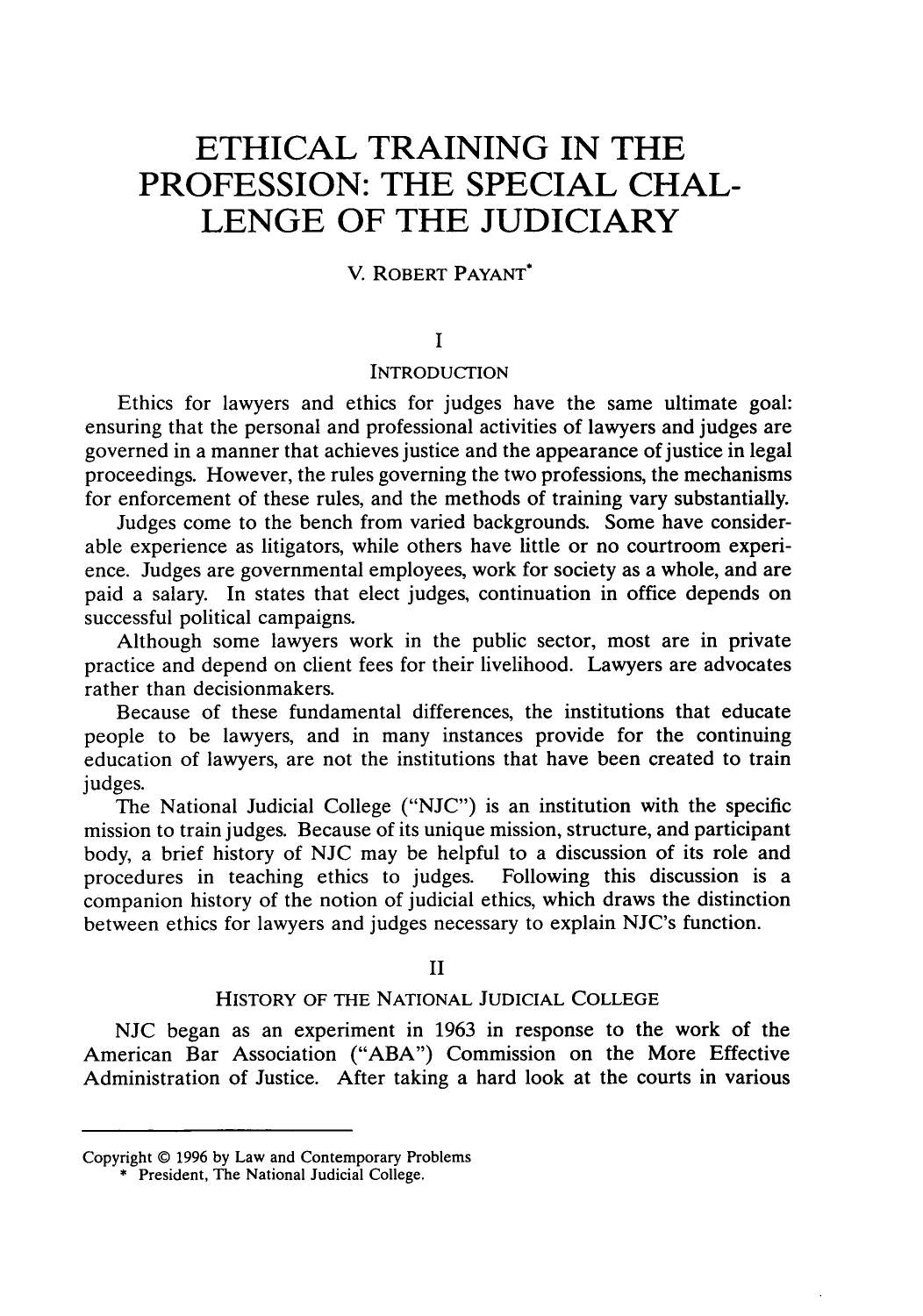# ETHICAL TRAINING IN THE PROFESSION: THE SPECIAL CHALLENGE OF THE JUDICIARY

V. ROBERT PAYANT*

## I

### INTRODUCTION

Ethics for lawyers and ethics for judges have the same ultimate goal: ensuring that the personal and professional activities of lawyers and judges are governed in a manner that achieves justice and the appearance of justice in legal proceedings. However, the rules governing the two professions, the mechanisms for enforcement of these rules, and the methods of training vary substantially.

Judges come to the bench from varied backgrounds. Some have considerable experience as litigators, while others have little or no courtroom experience. Judges are governmental employees, work for society as a whole, and are paid a salary. In states that elect judges, continuation in office depends on successful political campaigns.

Although some lawyers work in the public sector, most are in private practice and depend on client fees for their livelihood. Lawyers are advocates rather than decisionmakers.

Because of these fundamental differences, the institutions that educate people to be lawyers, and in many instances provide for the continuing education of lawyers, are not the institutions that have been created to train judges.

The National Judicial College ("NJC") is an institution with the specific mission to train judges. Because of its unique mission, structure, and participant body, a brief history of NJC may be helpful to a discussion of its role and procedures in teaching ethics to judges. Following this discussion is a companion history of the notion of judicial ethics, which draws the distinction between ethics for lawyers and judges necessary to explain NJC's function.

## II

### HISTORY OF THE NATIONAL JUDICIAL COLLEGE

NJC began as an experiment in 1963 in response to the work of the American Bar Association ("ABA") Commission on the More Effective Administration of Justice. After taking a hard look at the courts in various

---

Copyright © 1996 by Law and Contemporary Problems

\* President, The National Judicial College.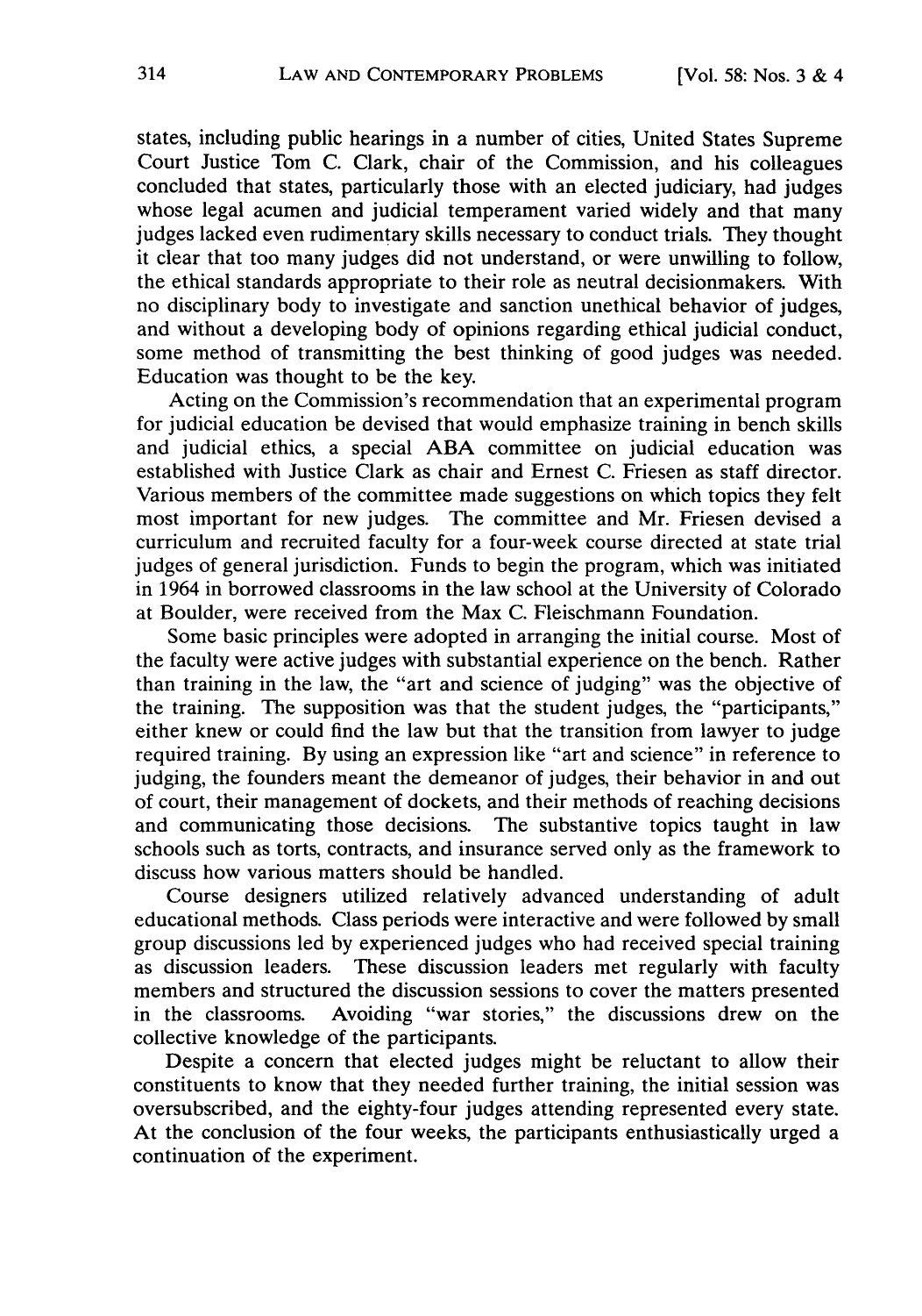states, including public hearings in a number of cities, United States Supreme Court Justice Tom C. Clark, chair of the Commission, and his colleagues concluded that states, particularly those with an elected judiciary, had judges whose legal acumen and judicial temperament varied widely and that many judges lacked even rudimentary skills necessary to conduct trials. They thought it clear that too many judges did not understand, or were unwilling to follow, the ethical standards appropriate to their role as neutral decisionmakers. With no disciplinary body to investigate and sanction unethical behavior of judges, and without a developing body of opinions regarding ethical judicial conduct, some method of transmitting the best thinking of good judges was needed. Education was thought to be the key.

Acting on the Commission's recommendation that an experimental program for judicial education be devised that would emphasize training in bench skills and judicial ethics, a special ABA committee on judicial education was established with Justice Clark as chair and Ernest C. Friesen as staff director. Various members of the committee made suggestions on which topics they felt most important for new judges. The committee and Mr. Friesen devised a curriculum and recruited faculty for a four-week course directed at state trial judges of general jurisdiction. Funds to begin the program, which was initiated in 1964 in borrowed classrooms in the law school at the University of Colorado at Boulder, were received from the Max C. Fleischmann Foundation.

Some basic principles were adopted in arranging the initial course. Most of the faculty were active judges with substantial experience on the bench. Rather than training in the law, the "art and science of judging" was the objective of the training. The supposition was that the student judges, the "participants," either knew or could find the law but that the transition from lawyer to judge required training. By using an expression like "art and science" in reference to judging, the founders meant the demeanor of judges, their behavior in and out of court, their management of dockets, and their methods of reaching decisions and communicating those decisions. The substantive topics taught in law schools such as torts, contracts, and insurance served only as the framework to discuss how various matters should be handled.

Course designers utilized relatively advanced understanding of adult educational methods. Class periods were interactive and were followed by small group discussions led by experienced judges who had received special training as discussion leaders. These discussion leaders met regularly with faculty members and structured the discussion sessions to cover the matters presented in the classrooms. Avoiding "war stories," the discussions drew on the collective knowledge of the participants.

Despite a concern that elected judges might be reluctant to allow their constituents to know that they needed further training, the initial session was oversubscribed, and the eighty-four judges attending represented every state. At the conclusion of the four weeks, the participants enthusiastically urged a continuation of the experiment.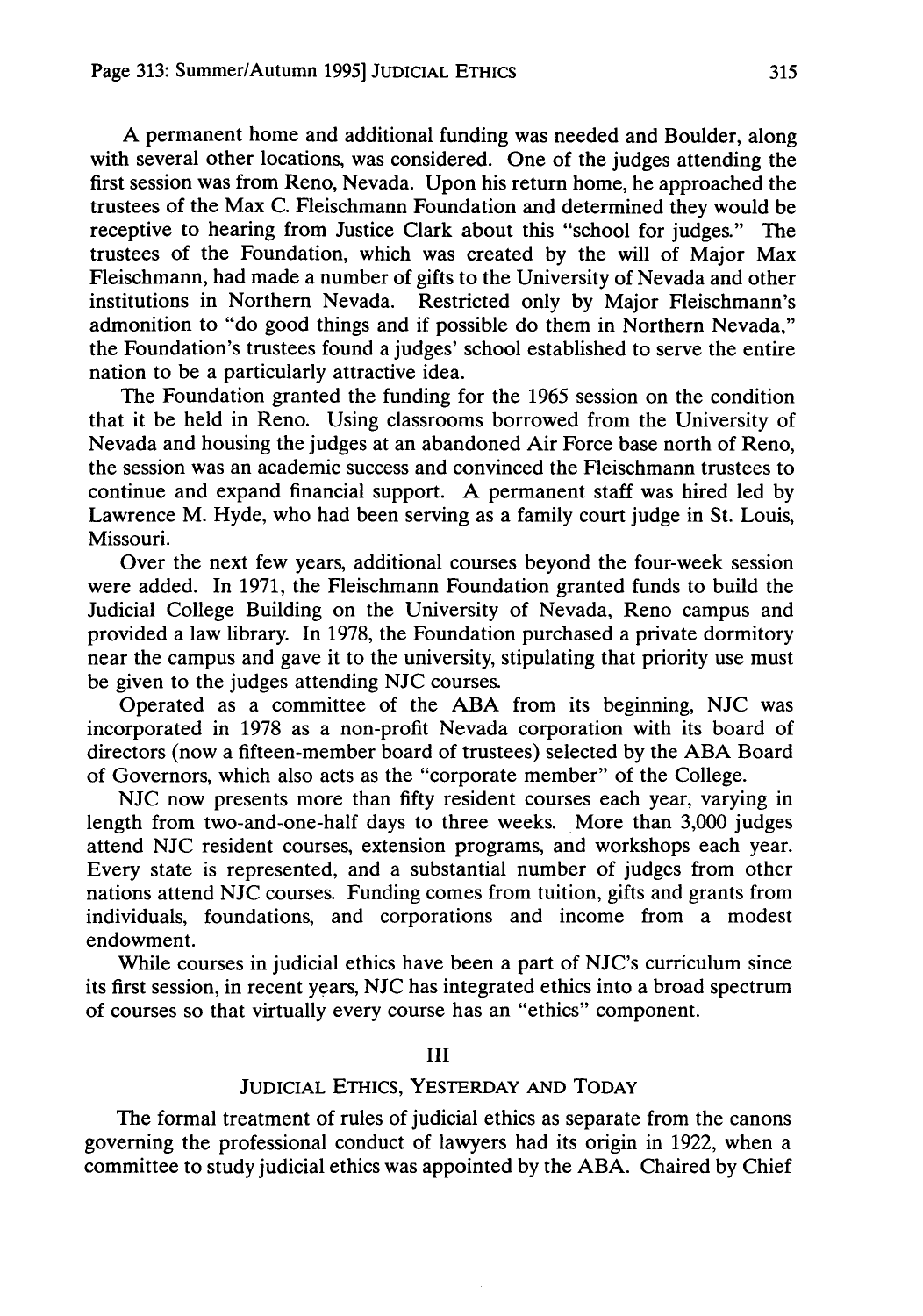A permanent home and additional funding was needed and Boulder, along with several other locations, was considered. One of the judges attending the first session was from Reno, Nevada. Upon his return home, he approached the trustees of the Max C. Fleischmann Foundation and determined they would be receptive to hearing from Justice Clark about this "school for judges." The trustees of the Foundation, which was created by the will of Major Max Fleischmann, had made a number of gifts to the University of Nevada and other institutions in Northern Nevada. Restricted only by Major Fleischmann's admonition to "do good things and if possible do them in Northern Nevada," the Foundation's trustees found a judges' school established to serve the entire nation to be a particularly attractive idea.

The Foundation granted the funding for the 1965 session on the condition that it be held in Reno. Using classrooms borrowed from the University of Nevada and housing the judges at an abandoned Air Force base north of Reno, the session was an academic success and convinced the Fleischmann trustees to continue and expand financial support. A permanent staff was hired led by Lawrence M. Hyde, who had been serving as a family court judge in St. Louis, Missouri.

Over the next few years, additional courses beyond the four-week session were added. In 1971, the Fleischmann Foundation granted funds to build the Judicial College Building on the University of Nevada, Reno campus and provided a law library. In 1978, the Foundation purchased a private dormitory near the campus and gave it to the university, stipulating that priority use must be given to the judges attending NJC courses.

Operated as a committee of the ABA from its beginning, NJC was incorporated in 1978 as a non-profit Nevada corporation with its board of directors (now a fifteen-member board of trustees) selected by the ABA Board of Governors, which also acts as the "corporate member" of the College.

NJC now presents more than fifty resident courses each year, varying in length from two-and-one-half days to three weeks. More than 3,000 judges attend NJC resident courses, extension programs, and workshops each year. Every state is represented, and a substantial number of judges from other nations attend NJC courses. Funding comes from tuition, gifts and grants from individuals, foundations, and corporations and income from a modest endowment.

While courses in judicial ethics have been a part of NJC's curriculum since its first session, in recent years, NJC has integrated ethics into a broad spectrum of courses so that virtually every course has an "ethics" component.

## III

## JUDICIAL ETHICS, YESTERDAY AND TODAY

The formal treatment of rules of judicial ethics as separate from the canons governing the professional conduct of lawyers had its origin in 1922, when a committee to study judicial ethics was appointed by the ABA. Chaired by Chief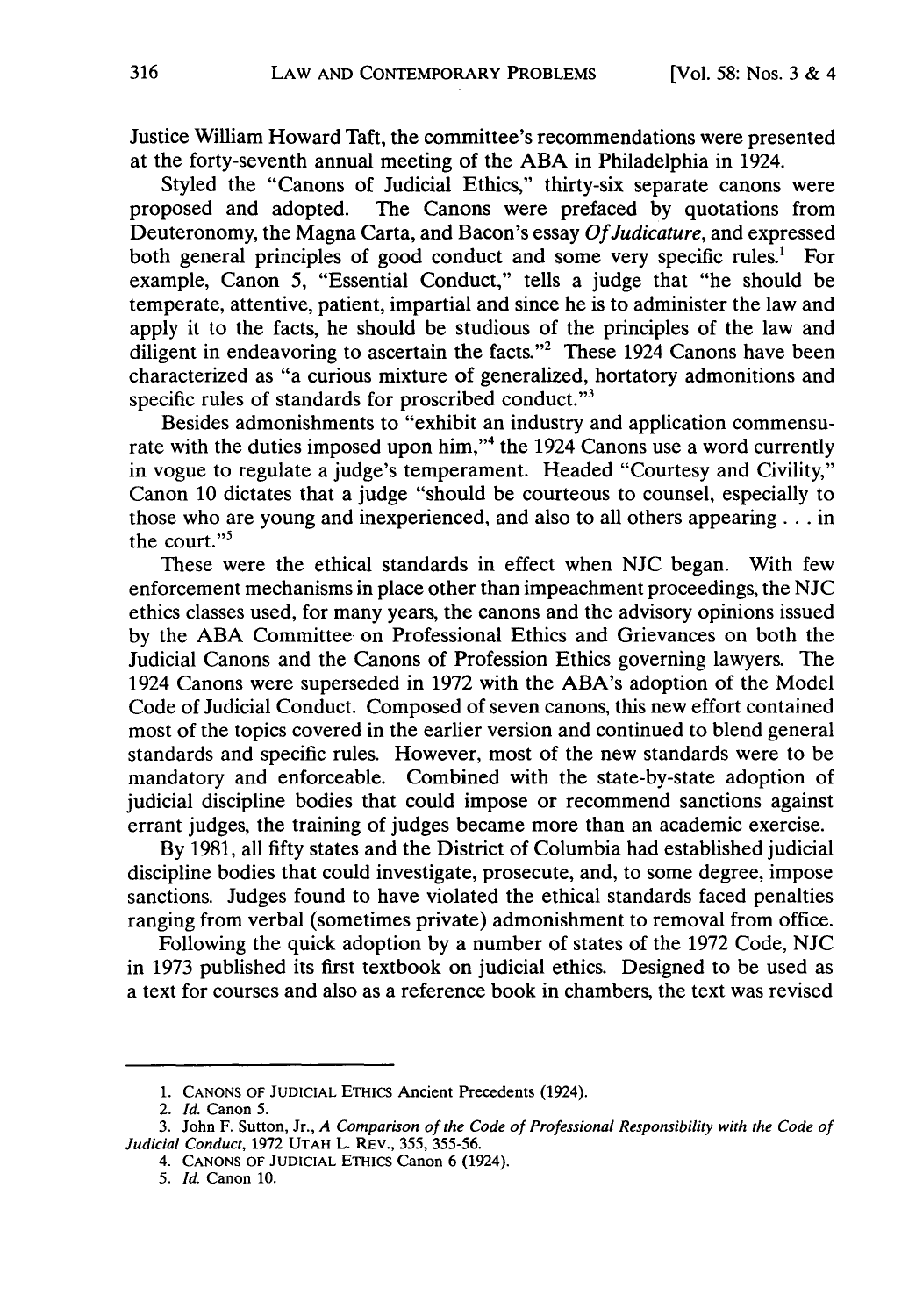Justice William Howard Taft, the committee's recommendations were presented at the forty-seventh annual meeting of the ABA in Philadelphia in 1924.

Styled the "Canons of Judicial Ethics," thirty-six separate canons were proposed and adopted. The Canons were prefaced by quotations from Deuteronomy, the Magna Carta, and Bacon's essay *Of Judicature*, and expressed both general principles of good conduct and some very specific rules.[1] For example, Canon 5, "Essential Conduct," tells a judge that "he should be temperate, attentive, patient, impartial and since he is to administer the law and apply it to the facts, he should be studious of the principles of the law and diligent in endeavoring to ascertain the facts."[2] These 1924 Canons have been characterized as "a curious mixture of generalized, hortatory admonitions and specific rules of standards for proscribed conduct."[3]

Besides admonishments to "exhibit an industry and application commensurate with the duties imposed upon him,"[4] the 1924 Canons use a word currently in vogue to regulate a judge's temperament. Headed "Courtesy and Civility," Canon 10 dictates that a judge "should be courteous to counsel, especially to those who are young and inexperienced, and also to all others appearing . . . in the court."[5]

These were the ethical standards in effect when NJC began. With few enforcement mechanisms in place other than impeachment proceedings, the NJC ethics classes used, for many years, the canons and the advisory opinions issued by the ABA Committee on Professional Ethics and Grievances on both the Judicial Canons and the Canons of Profession Ethics governing lawyers. The 1924 Canons were superseded in 1972 with the ABA's adoption of the Model Code of Judicial Conduct. Composed of seven canons, this new effort contained most of the topics covered in the earlier version and continued to blend general standards and specific rules. However, most of the new standards were to be mandatory and enforceable. Combined with the state-by-state adoption of judicial discipline bodies that could impose or recommend sanctions against errant judges, the training of judges became more than an academic exercise.

By 1981, all fifty states and the District of Columbia had established judicial discipline bodies that could investigate, prosecute, and, to some degree, impose sanctions. Judges found to have violated the ethical standards faced penalties ranging from verbal (sometimes private) admonishment to removal from office.

Following the quick adoption by a number of states of the 1972 Code, NJC in 1973 published its first textbook on judicial ethics. Designed to be used as a text for courses and also as a reference book in chambers, the text was revised

---

1. CANONS OF JUDICIAL ETHICS Ancient Precedents (1924).
2. *Id.* Canon 5.
3. John F. Sutton, Jr., *A Comparison of the Code of Professional Responsibility with the Code of Judicial Conduct*, 1972 UTAH L. REV., 355, 355-56.
4. CANONS OF JUDICIAL ETHICS Canon 6 (1924).
5. *Id.* Canon 10.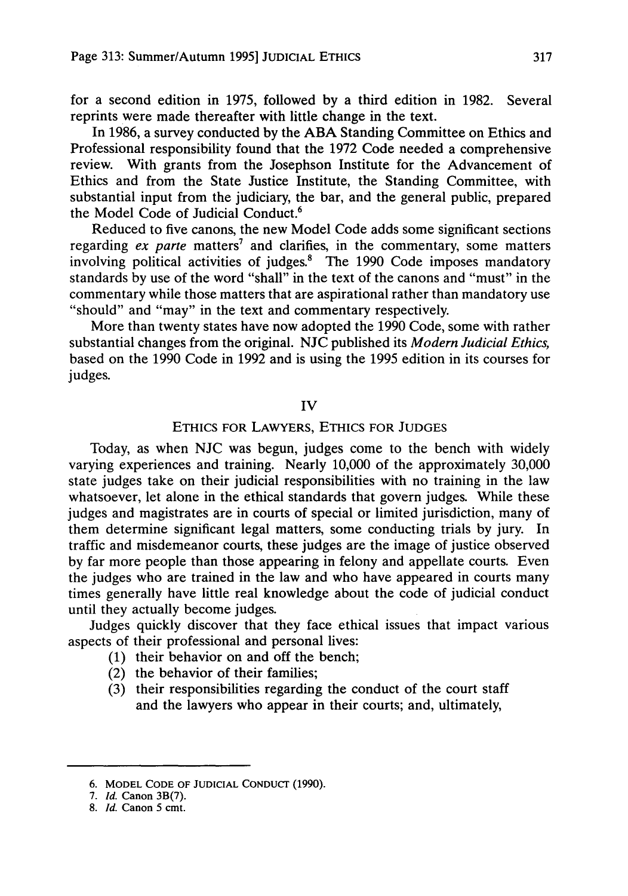for a second edition in 1975, followed by a third edition in 1982. Several reprints were made thereafter with little change in the text.

In 1986, a survey conducted by the ABA Standing Committee on Ethics and Professional responsibility found that the 1972 Code needed a comprehensive review. With grants from the Josephson Institute for the Advancement of Ethics and from the State Justice Institute, the Standing Committee, with substantial input from the judiciary, the bar, and the general public, prepared the Model Code of Judicial Conduct.[6]

Reduced to five canons, the new Model Code adds some significant sections regarding *ex parte* matters[7] and clarifies, in the commentary, some matters involving political activities of judges.[8] The 1990 Code imposes mandatory standards by use of the word "shall" in the text of the canons and "must" in the commentary while those matters that are aspirational rather than mandatory use "should" and "may" in the text and commentary respectively.

More than twenty states have now adopted the 1990 Code, some with rather substantial changes from the original. NJC published its *Modern Judicial Ethics*, based on the 1990 Code in 1992 and is using the 1995 edition in its courses for judges.

## IV

### ETHICS FOR LAWYERS, ETHICS FOR JUDGES

Today, as when NJC was begun, judges come to the bench with widely varying experiences and training. Nearly 10,000 of the approximately 30,000 state judges take on their judicial responsibilities with no training in the law whatsoever, let alone in the ethical standards that govern judges. While these judges and magistrates are in courts of special or limited jurisdiction, many of them determine significant legal matters, some conducting trials by jury. In traffic and misdemeanor courts, these judges are the image of justice observed by far more people than those appearing in felony and appellate courts. Even the judges who are trained in the law and who have appeared in courts many times generally have little real knowledge about the code of judicial conduct until they actually become judges.

Judges quickly discover that they face ethical issues that impact various aspects of their professional and personal lives:

(1) their behavior on and off the bench;
(2) the behavior of their families;
(3) their responsibilities regarding the conduct of the court staff and the lawyers who appear in their courts; and, ultimately,

---

6. MODEL CODE OF JUDICIAL CONDUCT (1990).
7. *Id.* Canon 3B(7).
8. *Id.* Canon 5 cmt.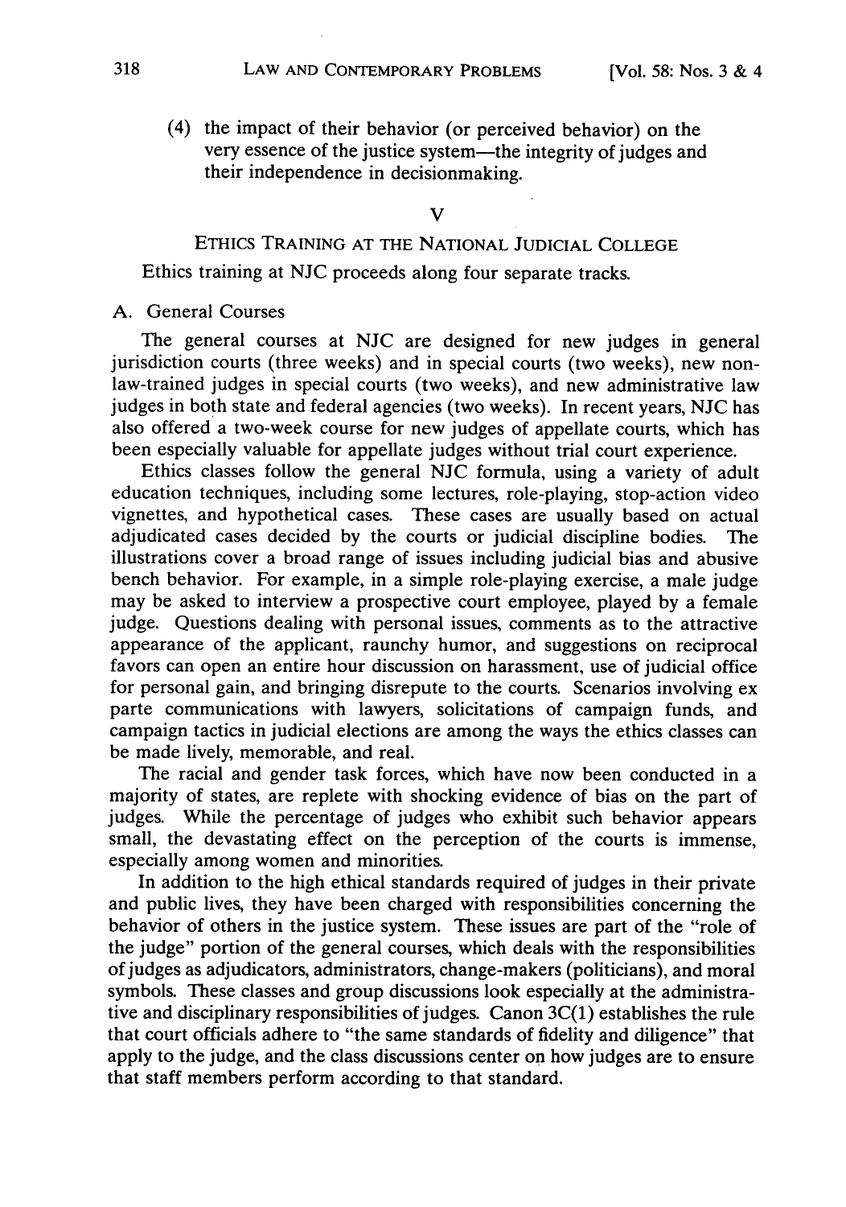(4) the impact of their behavior (or perceived behavior) on the very essence of the justice system—the integrity of judges and their independence in decisionmaking.

## V

## ETHICS TRAINING AT THE NATIONAL JUDICIAL COLLEGE

Ethics training at NJC proceeds along four separate tracks.

### A. General Courses

The general courses at NJC are designed for new judges in general jurisdiction courts (three weeks) and in special courts (two weeks), new non-law-trained judges in special courts (two weeks), and new administrative law judges in both state and federal agencies (two weeks). In recent years, NJC has also offered a two-week course for new judges of appellate courts, which has been especially valuable for appellate judges without trial court experience.

Ethics classes follow the general NJC formula, using a variety of adult education techniques, including some lectures, role-playing, stop-action video vignettes, and hypothetical cases. These cases are usually based on actual adjudicated cases decided by the courts or judicial discipline bodies. The illustrations cover a broad range of issues including judicial bias and abusive bench behavior. For example, in a simple role-playing exercise, a male judge may be asked to interview a prospective court employee, played by a female judge. Questions dealing with personal issues, comments as to the attractive appearance of the applicant, raunchy humor, and suggestions on reciprocal favors can open an entire hour discussion on harassment, use of judicial office for personal gain, and bringing disrepute to the courts. Scenarios involving ex parte communications with lawyers, solicitations of campaign funds, and campaign tactics in judicial elections are among the ways the ethics classes can be made lively, memorable, and real.

The racial and gender task forces, which have now been conducted in a majority of states, are replete with shocking evidence of bias on the part of judges. While the percentage of judges who exhibit such behavior appears small, the devastating effect on the perception of the courts is immense, especially among women and minorities.

In addition to the high ethical standards required of judges in their private and public lives, they have been charged with responsibilities concerning the behavior of others in the justice system. These issues are part of the "role of the judge" portion of the general courses, which deals with the responsibilities of judges as adjudicators, administrators, change-makers (politicians), and moral symbols. These classes and group discussions look especially at the administrative and disciplinary responsibilities of judges. Canon 3C(1) establishes the rule that court officials adhere to "the same standards of fidelity and diligence" that apply to the judge, and the class discussions center on how judges are to ensure that staff members perform according to that standard.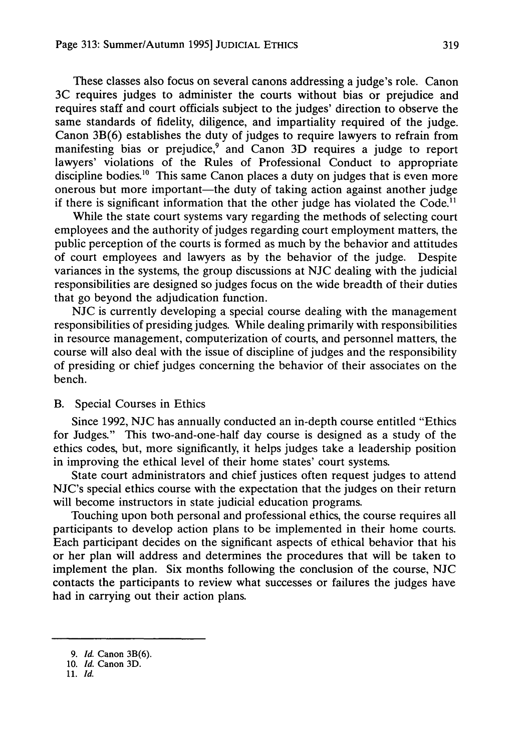These classes also focus on several canons addressing a judge's role. Canon 3C requires judges to administer the courts without bias or prejudice and requires staff and court officials subject to the judges' direction to observe the same standards of fidelity, diligence, and impartiality required of the judge. Canon 3B(6) establishes the duty of judges to require lawyers to refrain from manifesting bias or prejudice,[9] and Canon 3D requires a judge to report lawyers' violations of the Rules of Professional Conduct to appropriate discipline bodies.[10] This same Canon places a duty on judges that is even more onerous but more important—the duty of taking action against another judge if there is significant information that the other judge has violated the Code.[11]

While the state court systems vary regarding the methods of selecting court employees and the authority of judges regarding court employment matters, the public perception of the courts is formed as much by the behavior and attitudes of court employees and lawyers as by the behavior of the judge. Despite variances in the systems, the group discussions at NJC dealing with the judicial responsibilities are designed so judges focus on the wide breadth of their duties that go beyond the adjudication function.

NJC is currently developing a special course dealing with the management responsibilities of presiding judges. While dealing primarily with responsibilities in resource management, computerization of courts, and personnel matters, the course will also deal with the issue of discipline of judges and the responsibility of presiding or chief judges concerning the behavior of their associates on the bench.

### B. Special Courses in Ethics

Since 1992, NJC has annually conducted an in-depth course entitled "Ethics for Judges." This two-and-one-half day course is designed as a study of the ethics codes, but, more significantly, it helps judges take a leadership position in improving the ethical level of their home states' court systems.

State court administrators and chief justices often request judges to attend NJC's special ethics course with the expectation that the judges on their return will become instructors in state judicial education programs.

Touching upon both personal and professional ethics, the course requires all participants to develop action plans to be implemented in their home courts. Each participant decides on the significant aspects of ethical behavior that his or her plan will address and determines the procedures that will be taken to implement the plan. Six months following the conclusion of the course, NJC contacts the participants to review what successes or failures the judges have had in carrying out their action plans.

---

9. *Id.* Canon 3B(6).
10. *Id.* Canon 3D.
11. *Id.*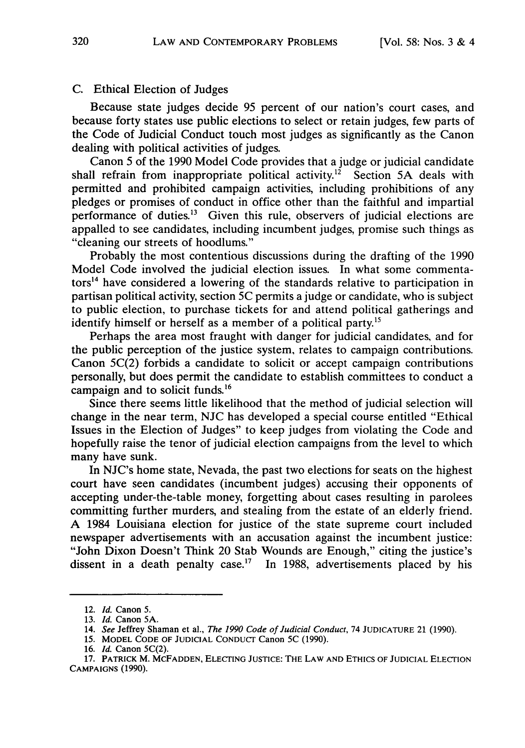### C. Ethical Election of Judges

Because state judges decide 95 percent of our nation's court cases, and because forty states use public elections to select or retain judges, few parts of the Code of Judicial Conduct touch most judges as significantly as the Canon dealing with political activities of judges.

Canon 5 of the 1990 Model Code provides that a judge or judicial candidate shall refrain from inappropriate political activity.[12] Section 5A deals with permitted and prohibited campaign activities, including prohibitions of any pledges or promises of conduct in office other than the faithful and impartial performance of duties.[13] Given this rule, observers of judicial elections are appalled to see candidates, including incumbent judges, promise such things as "cleaning our streets of hoodlums."

Probably the most contentious discussions during the drafting of the 1990 Model Code involved the judicial election issues. In what some commentators[14] have considered a lowering of the standards relative to participation in partisan political activity, section 5C permits a judge or candidate, who is subject to public election, to purchase tickets for and attend political gatherings and identify himself or herself as a member of a political party.[15]

Perhaps the area most fraught with danger for judicial candidates, and for the public perception of the justice system, relates to campaign contributions. Canon 5C(2) forbids a candidate to solicit or accept campaign contributions personally, but does permit the candidate to establish committees to conduct a campaign and to solicit funds.[16]

Since there seems little likelihood that the method of judicial selection will change in the near term, NJC has developed a special course entitled "Ethical Issues in the Election of Judges" to keep judges from violating the Code and hopefully raise the tenor of judicial election campaigns from the level to which many have sunk.

In NJC's home state, Nevada, the past two elections for seats on the highest court have seen candidates (incumbent judges) accusing their opponents of accepting under-the-table money, forgetting about cases resulting in parolees committing further murders, and stealing from the estate of an elderly friend. A 1984 Louisiana election for justice of the state supreme court included newspaper advertisements with an accusation against the incumbent justice: "John Dixon Doesn't Think 20 Stab Wounds are Enough," citing the justice's dissent in a death penalty case.[17] In 1988, advertisements placed by his

---

12. *Id.* Canon 5.
13. *Id.* Canon 5A.
14. *See* Jeffrey Shaman et al., *The 1990 Code of Judicial Conduct*, 74 JUDICATURE 21 (1990).
15. MODEL CODE OF JUDICIAL CONDUCT Canon 5C (1990).
16. *Id.* Canon 5C(2).
17. PATRICK M. MCFADDEN, ELECTING JUSTICE: THE LAW AND ETHICS OF JUDICIAL ELECTION CAMPAIGNS (1990).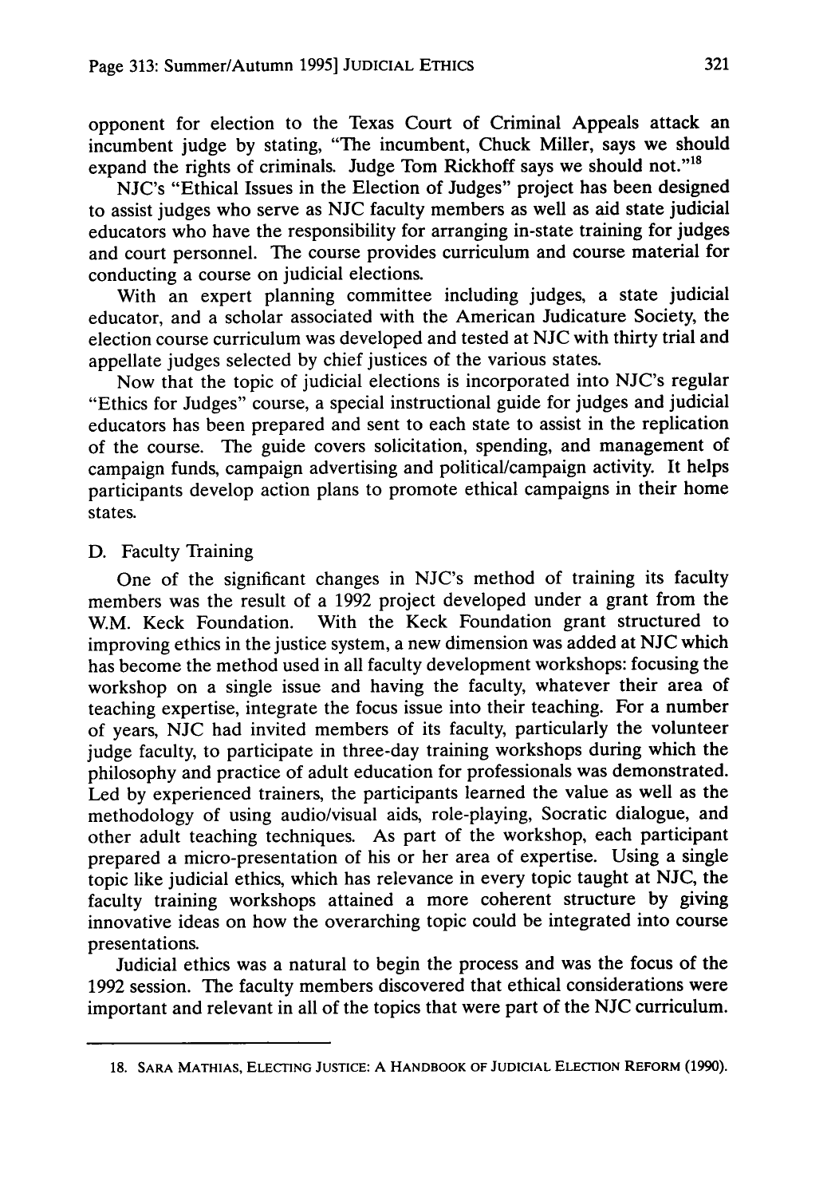opponent for election to the Texas Court of Criminal Appeals attack an incumbent judge by stating, "The incumbent, Chuck Miller, says we should expand the rights of criminals. Judge Tom Rickhoff says we should not."[18]

NJC's "Ethical Issues in the Election of Judges" project has been designed to assist judges who serve as NJC faculty members as well as aid state judicial educators who have the responsibility for arranging in-state training for judges and court personnel. The course provides curriculum and course material for conducting a course on judicial elections.

With an expert planning committee including judges, a state judicial educator, and a scholar associated with the American Judicature Society, the election course curriculum was developed and tested at NJC with thirty trial and appellate judges selected by chief justices of the various states.

Now that the topic of judicial elections is incorporated into NJC's regular "Ethics for Judges" course, a special instructional guide for judges and judicial educators has been prepared and sent to each state to assist in the replication of the course. The guide covers solicitation, spending, and management of campaign funds, campaign advertising and political/campaign activity. It helps participants develop action plans to promote ethical campaigns in their home states.

D. Faculty Training

One of the significant changes in NJC's method of training its faculty members was the result of a 1992 project developed under a grant from the W.M. Keck Foundation. With the Keck Foundation grant structured to improving ethics in the justice system, a new dimension was added at NJC which has become the method used in all faculty development workshops: focusing the workshop on a single issue and having the faculty, whatever their area of teaching expertise, integrate the focus issue into their teaching. For a number of years, NJC had invited members of its faculty, particularly the volunteer judge faculty, to participate in three-day training workshops during which the philosophy and practice of adult education for professionals was demonstrated. Led by experienced trainers, the participants learned the value as well as the methodology of using audio/visual aids, role-playing, Socratic dialogue, and other adult teaching techniques. As part of the workshop, each participant prepared a micro-presentation of his or her area of expertise. Using a single topic like judicial ethics, which has relevance in every topic taught at NJC, the faculty training workshops attained a more coherent structure by giving innovative ideas on how the overarching topic could be integrated into course presentations.

Judicial ethics was a natural to begin the process and was the focus of the 1992 session. The faculty members discovered that ethical considerations were important and relevant in all of the topics that were part of the NJC curriculum.

---

18. SARA MATHIAS, ELECTING JUSTICE: A HANDBOOK OF JUDICIAL ELECTION REFORM (1990).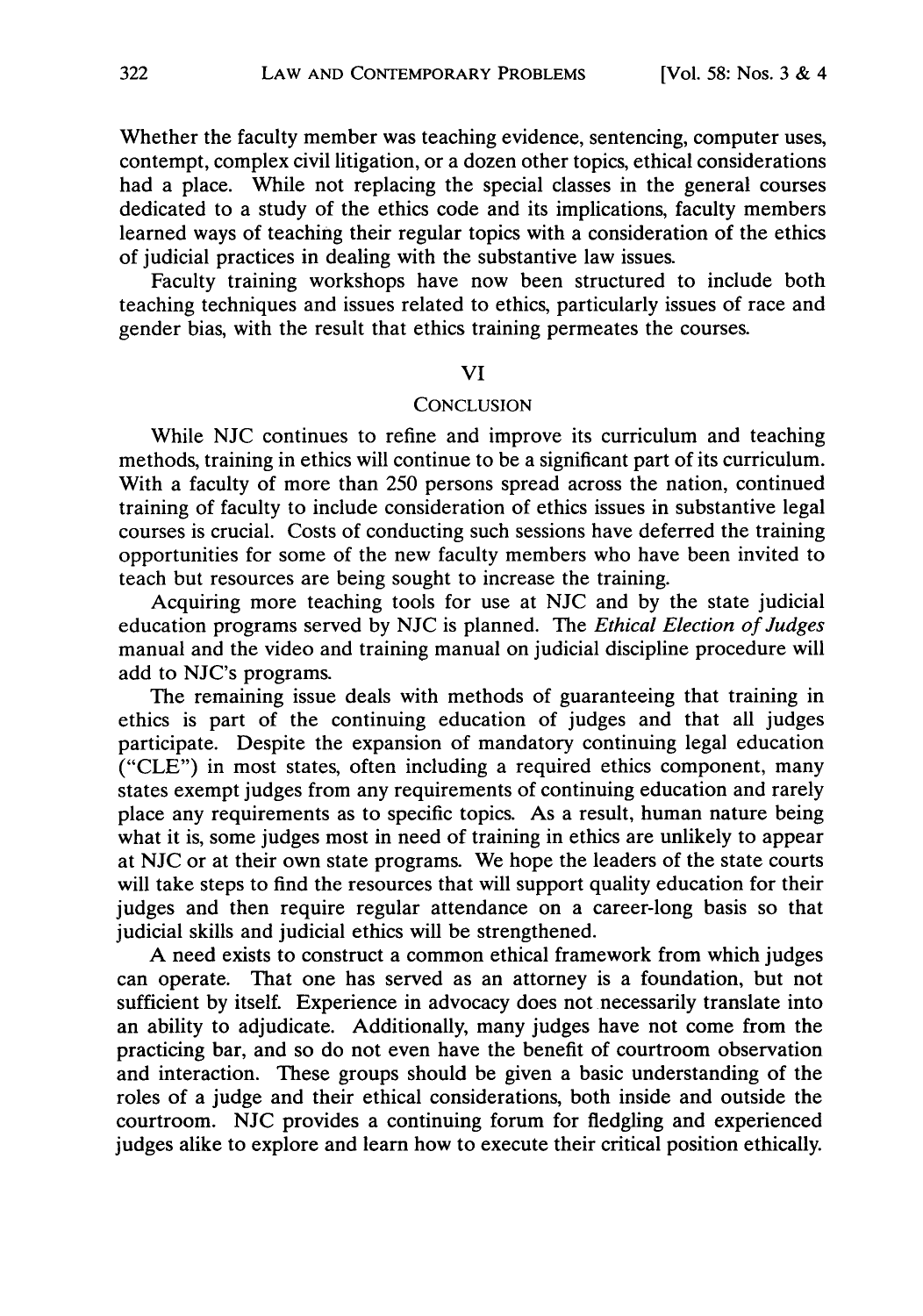Whether the faculty member was teaching evidence, sentencing, computer uses, contempt, complex civil litigation, or a dozen other topics, ethical considerations had a place. While not replacing the special classes in the general courses dedicated to a study of the ethics code and its implications, faculty members learned ways of teaching their regular topics with a consideration of the ethics of judicial practices in dealing with the substantive law issues.

Faculty training workshops have now been structured to include both teaching techniques and issues related to ethics, particularly issues of race and gender bias, with the result that ethics training permeates the courses.

## VI

## CONCLUSION

While NJC continues to refine and improve its curriculum and teaching methods, training in ethics will continue to be a significant part of its curriculum. With a faculty of more than 250 persons spread across the nation, continued training of faculty to include consideration of ethics issues in substantive legal courses is crucial. Costs of conducting such sessions have deferred the training opportunities for some of the new faculty members who have been invited to teach but resources are being sought to increase the training.

Acquiring more teaching tools for use at NJC and by the state judicial education programs served by NJC is planned. The *Ethical Election of Judges* manual and the video and training manual on judicial discipline procedure will add to NJC's programs.

The remaining issue deals with methods of guaranteeing that training in ethics is part of the continuing education of judges and that all judges participate. Despite the expansion of mandatory continuing legal education ("CLE") in most states, often including a required ethics component, many states exempt judges from any requirements of continuing education and rarely place any requirements as to specific topics. As a result, human nature being what it is, some judges most in need of training in ethics are unlikely to appear at NJC or at their own state programs. We hope the leaders of the state courts will take steps to find the resources that will support quality education for their judges and then require regular attendance on a career-long basis so that judicial skills and judicial ethics will be strengthened.

A need exists to construct a common ethical framework from which judges can operate. That one has served as an attorney is a foundation, but not sufficient by itself. Experience in advocacy does not necessarily translate into an ability to adjudicate. Additionally, many judges have not come from the practicing bar, and so do not even have the benefit of courtroom observation and interaction. These groups should be given a basic understanding of the roles of a judge and their ethical considerations, both inside and outside the courtroom. NJC provides a continuing forum for fledgling and experienced judges alike to explore and learn how to execute their critical position ethically.